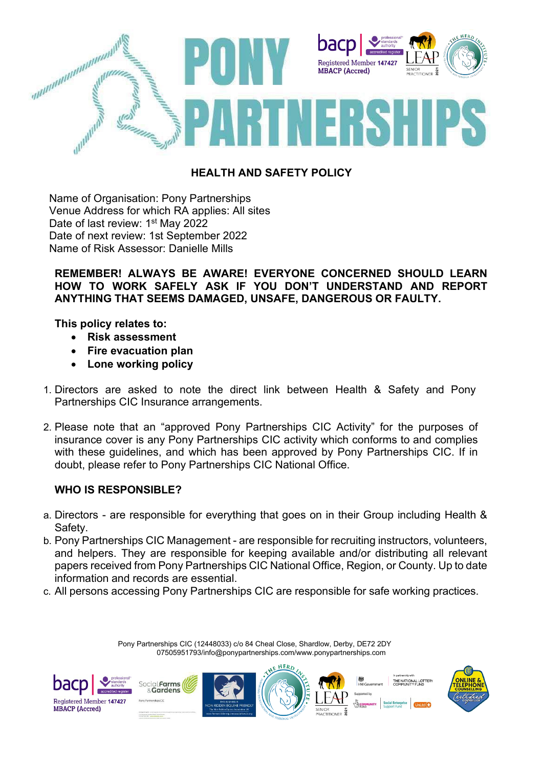# PONY PARTNERSHIPS

## HEALTH AND SAFETY POLICY

Name of Organisation: Pony Partnerships
Venue Address for which RA applies: All sites
Date of last review: 1st May 2022
Date of next review: 1st September 2022
Name of Risk Assessor: Danielle Mills

**REMEMBER! ALWAYS BE AWARE! EVERYONE CONCERNED SHOULD LEARN HOW TO WORK SAFELY ASK IF YOU DON'T UNDERSTAND AND REPORT ANYTHING THAT SEEMS DAMAGED, UNSAFE, DANGEROUS OR FAULTY.**

**This policy relates to:**

- **Risk assessment**
- **Fire evacuation plan**
- **Lone working policy**

1. Directors are asked to note the direct link between Health & Safety and Pony Partnerships CIC Insurance arrangements.

2. Please note that an "approved Pony Partnerships CIC Activity" for the purposes of insurance cover is any Pony Partnerships CIC activity which conforms to and complies with these guidelines, and which has been approved by Pony Partnerships CIC. If in doubt, please refer to Pony Partnerships CIC National Office.

### WHO IS RESPONSIBLE?

a. Directors - are responsible for everything that goes on in their Group including Health & Safety.
b. Pony Partnerships CIC Management - are responsible for recruiting instructors, volunteers, and helpers. They are responsible for keeping available and/or distributing all relevant papers received from Pony Partnerships CIC National Office, Region, or County. Up to date information and records are essential.
c. All persons accessing Pony Partnerships CIC are responsible for safe working practices.

Pony Partnerships CIC (12448033) c/o 84 Cheal Close, Shardlow, Derby, DE72 2DY
07505951793/info@ponypartnerships.com/www.ponypartnerships.com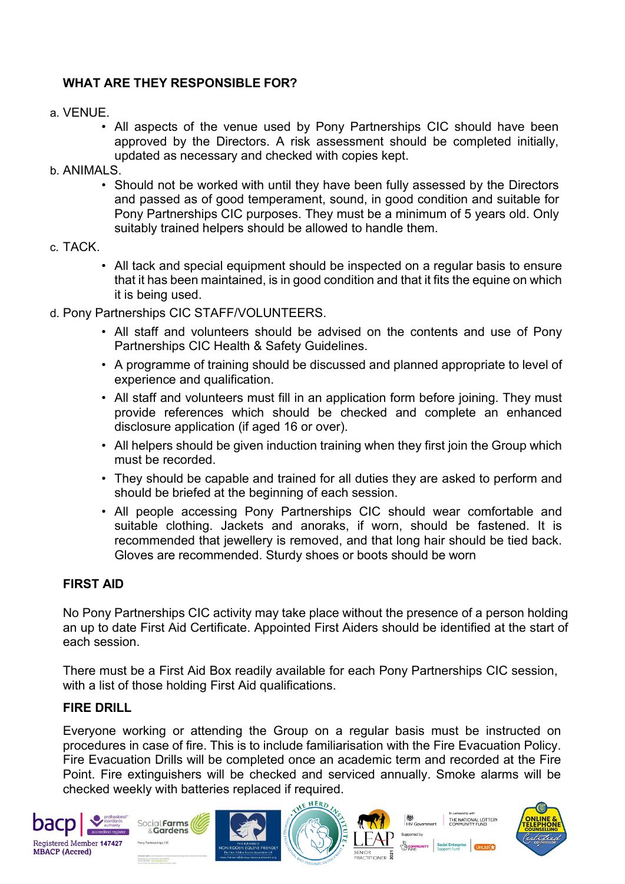## WHAT ARE THEY RESPONSIBLE FOR?

a. VENUE.

- All aspects of the venue used by Pony Partnerships CIC should have been approved by the Directors. A risk assessment should be completed initially, updated as necessary and checked with copies kept.

b. ANIMALS.

- Should not be worked with until they have been fully assessed by the Directors and passed as of good temperament, sound, in good condition and suitable for Pony Partnerships CIC purposes. They must be a minimum of 5 years old. Only suitably trained helpers should be allowed to handle them.

c. TACK.

- All tack and special equipment should be inspected on a regular basis to ensure that it has been maintained, is in good condition and that it fits the equine on which it is being used.

d. Pony Partnerships CIC STAFF/VOLUNTEERS.

- All staff and volunteers should be advised on the contents and use of Pony Partnerships CIC Health & Safety Guidelines.
- A programme of training should be discussed and planned appropriate to level of experience and qualification.
- All staff and volunteers must fill in an application form before joining. They must provide references which should be checked and complete an enhanced disclosure application (if aged 16 or over).
- All helpers should be given induction training when they first join the Group which must be recorded.
- They should be capable and trained for all duties they are asked to perform and should be briefed at the beginning of each session.
- All people accessing Pony Partnerships CIC should wear comfortable and suitable clothing. Jackets and anoraks, if worn, should be fastened. It is recommended that jewellery is removed, and that long hair should be tied back. Gloves are recommended. Sturdy shoes or boots should be worn

## FIRST AID

No Pony Partnerships CIC activity may take place without the presence of a person holding an up to date First Aid Certificate. Appointed First Aiders should be identified at the start of each session.

There must be a First Aid Box readily available for each Pony Partnerships CIC session, with a list of those holding First Aid qualifications.

## FIRE DRILL

Everyone working or attending the Group on a regular basis must be instructed on procedures in case of fire. This is to include familiarisation with the Fire Evacuation Policy. Fire Evacuation Drills will be completed once an academic term and recorded at the Fire Point. Fire extinguishers will be checked and serviced annually. Smoke alarms will be checked weekly with batteries replaced if required.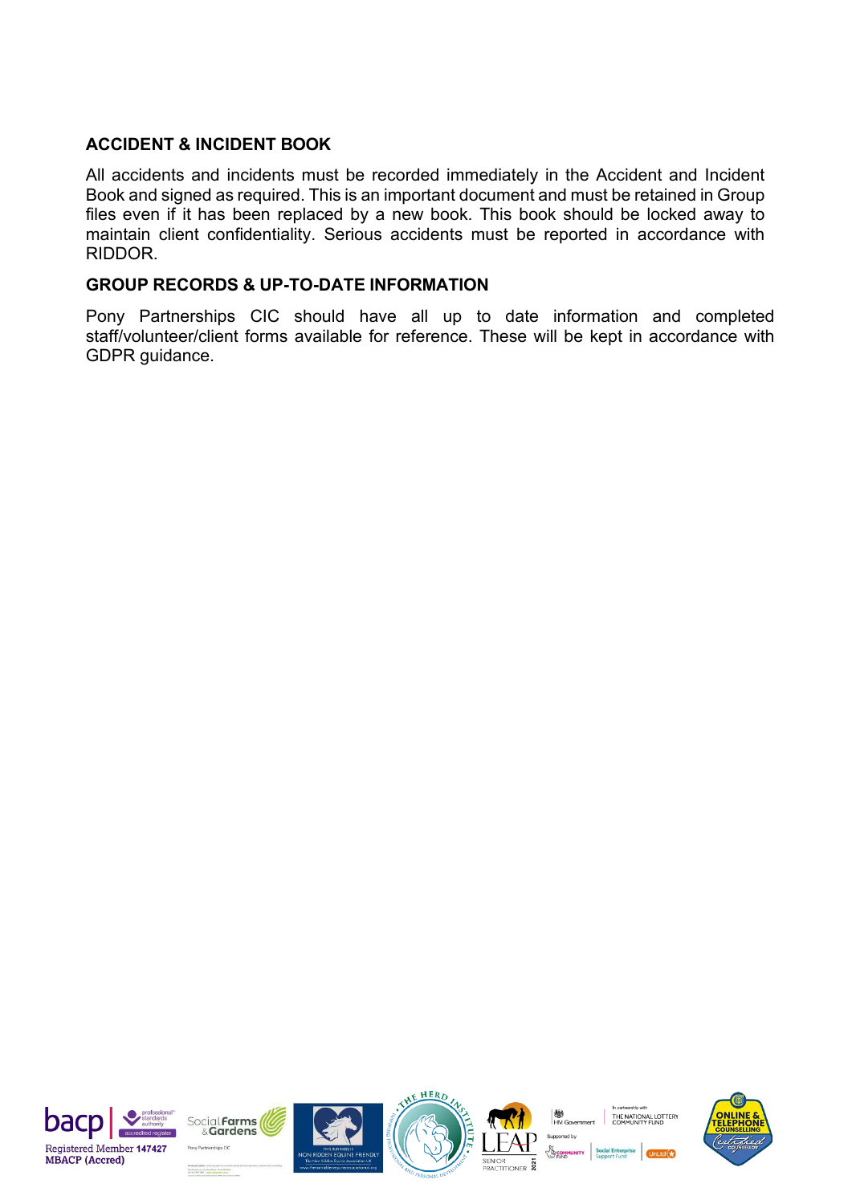## ACCIDENT & INCIDENT BOOK

All accidents and incidents must be recorded immediately in the Accident and Incident Book and signed as required. This is an important document and must be retained in Group files even if it has been replaced by a new book. This book should be locked away to maintain client confidentiality. Serious accidents must be reported in accordance with RIDDOR.

## GROUP RECORDS & UP-TO-DATE INFORMATION

Pony Partnerships CIC should have all up to date information and completed staff/volunteer/client forms available for reference. These will be kept in accordance with GDPR guidance.